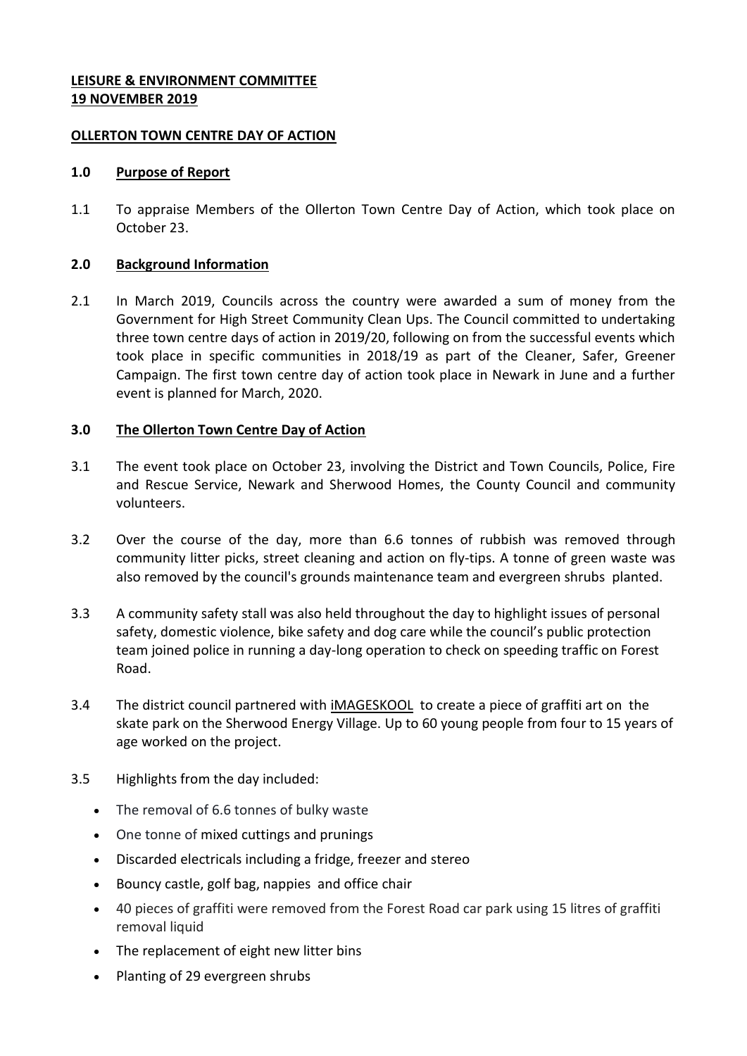**LEISURE & ENVIRONMENT COMMITTEE**
**19 NOVEMBER 2019**

**OLLERTON TOWN CENTRE DAY OF ACTION**

**1.0 Purpose of Report**

1.1 To appraise Members of the Ollerton Town Centre Day of Action, which took place on October 23.

**2.0 Background Information**

2.1 In March 2019, Councils across the country were awarded a sum of money from the Government for High Street Community Clean Ups. The Council committed to undertaking three town centre days of action in 2019/20, following on from the successful events which took place in specific communities in 2018/19 as part of the Cleaner, Safer, Greener Campaign. The first town centre day of action took place in Newark in June and a further event is planned for March, 2020.

**3.0 The Ollerton Town Centre Day of Action**

3.1 The event took place on October 23, involving the District and Town Councils, Police, Fire and Rescue Service, Newark and Sherwood Homes, the County Council and community volunteers.

3.2 Over the course of the day, more than 6.6 tonnes of rubbish was removed through community litter picks, street cleaning and action on fly-tips. A tonne of green waste was also removed by the council's grounds maintenance team and evergreen shrubs planted.

3.3 A community safety stall was also held throughout the day to highlight issues of personal safety, domestic violence, bike safety and dog care while the council's public protection team joined police in running a day-long operation to check on speeding traffic on Forest Road.

3.4 The district council partnered with iMAGESKOOL to create a piece of graffiti art on the skate park on the Sherwood Energy Village. Up to 60 young people from four to 15 years of age worked on the project.

3.5 Highlights from the day included:

- The removal of 6.6 tonnes of bulky waste
- One tonne of mixed cuttings and prunings
- Discarded electricals including a fridge, freezer and stereo
- Bouncy castle, golf bag, nappies and office chair
- 40 pieces of graffiti were removed from the Forest Road car park using 15 litres of graffiti removal liquid
- The replacement of eight new litter bins
- Planting of 29 evergreen shrubs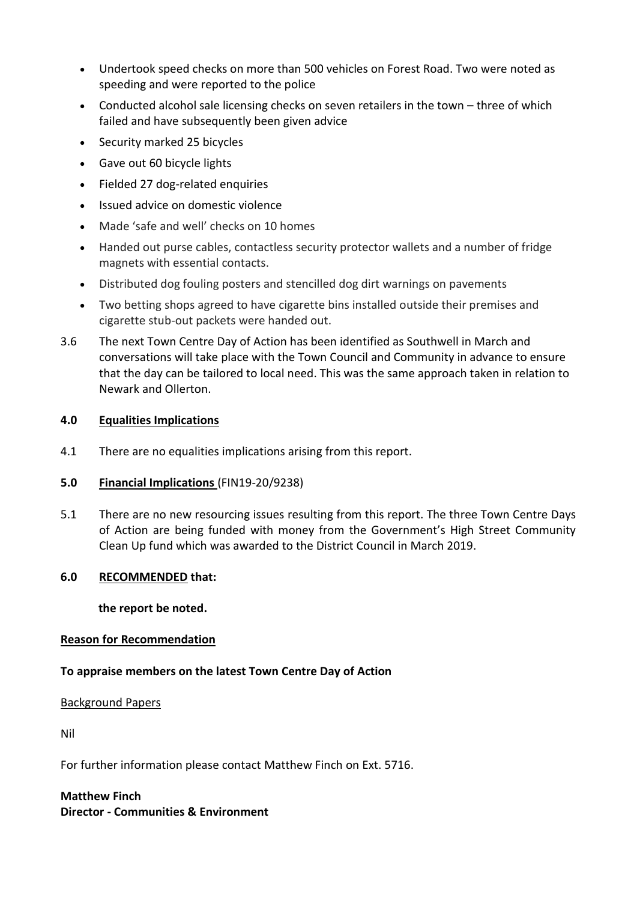- Undertook speed checks on more than 500 vehicles on Forest Road. Two were noted as speeding and were reported to the police
- Conducted alcohol sale licensing checks on seven retailers in the town – three of which failed and have subsequently been given advice
- Security marked 25 bicycles
- Gave out 60 bicycle lights
- Fielded 27 dog-related enquiries
- Issued advice on domestic violence
- Made 'safe and well' checks on 10 homes
- Handed out purse cables, contactless security protector wallets and a number of fridge magnets with essential contacts.
- Distributed dog fouling posters and stencilled dog dirt warnings on pavements
- Two betting shops agreed to have cigarette bins installed outside their premises and cigarette stub-out packets were handed out.

3.6 The next Town Centre Day of Action has been identified as Southwell in March and conversations will take place with the Town Council and Community in advance to ensure that the day can be tailored to local need. This was the same approach taken in relation to Newark and Ollerton.

**4.0 Equalities Implications**

4.1 There are no equalities implications arising from this report.

**5.0 Financial Implications** (FIN19-20/9238)

5.1 There are no new resourcing issues resulting from this report. The three Town Centre Days of Action are being funded with money from the Government's High Street Community Clean Up fund which was awarded to the District Council in March 2019.

**6.0 RECOMMENDED that:**

**the report be noted.**

**Reason for Recommendation**

**To appraise members on the latest Town Centre Day of Action**

Background Papers

Nil

For further information please contact Matthew Finch on Ext. 5716.

**Matthew Finch**
**Director - Communities & Environment**